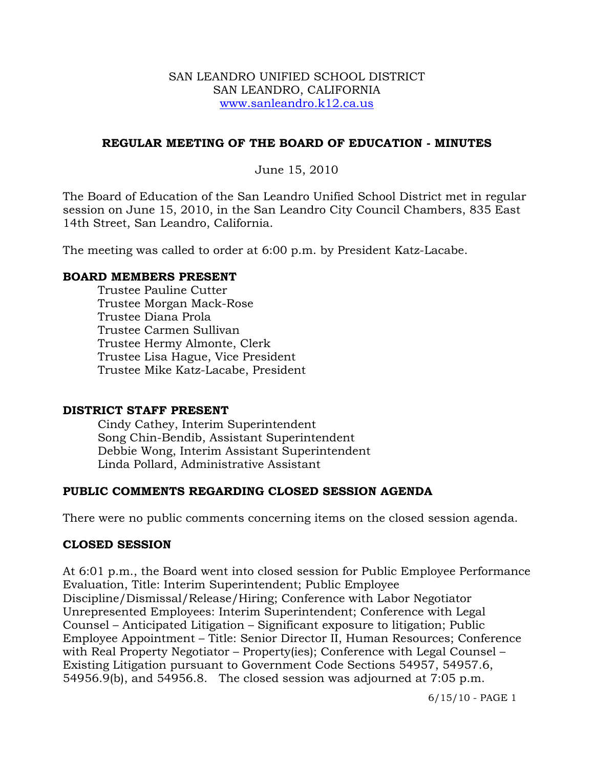SAN LEANDRO UNIFIED SCHOOL DISTRICT
SAN LEANDRO, CALIFORNIA
www.sanleandro.k12.ca.us

## REGULAR MEETING OF THE BOARD OF EDUCATION - MINUTES

June 15, 2010

The Board of Education of the San Leandro Unified School District met in regular session on June 15, 2010, in the San Leandro City Council Chambers, 835 East 14th Street, San Leandro, California.

The meeting was called to order at 6:00 p.m. by President Katz-Lacabe.

### BOARD MEMBERS PRESENT

Trustee Pauline Cutter
Trustee Morgan Mack-Rose
Trustee Diana Prola
Trustee Carmen Sullivan
Trustee Hermy Almonte, Clerk
Trustee Lisa Hague, Vice President
Trustee Mike Katz-Lacabe, President

### DISTRICT STAFF PRESENT

Cindy Cathey, Interim Superintendent
Song Chin-Bendib, Assistant Superintendent
Debbie Wong, Interim Assistant Superintendent
Linda Pollard, Administrative Assistant

### PUBLIC COMMENTS REGARDING CLOSED SESSION AGENDA

There were no public comments concerning items on the closed session agenda.

### CLOSED SESSION

At 6:01 p.m., the Board went into closed session for Public Employee Performance Evaluation, Title: Interim Superintendent; Public Employee Discipline/Dismissal/Release/Hiring; Conference with Labor Negotiator Unrepresented Employees: Interim Superintendent; Conference with Legal Counsel – Anticipated Litigation – Significant exposure to litigation; Public Employee Appointment – Title: Senior Director II, Human Resources; Conference with Real Property Negotiator – Property(ies); Conference with Legal Counsel – Existing Litigation pursuant to Government Code Sections 54957, 54957.6, 54956.9(b), and 54956.8. The closed session was adjourned at 7:05 p.m.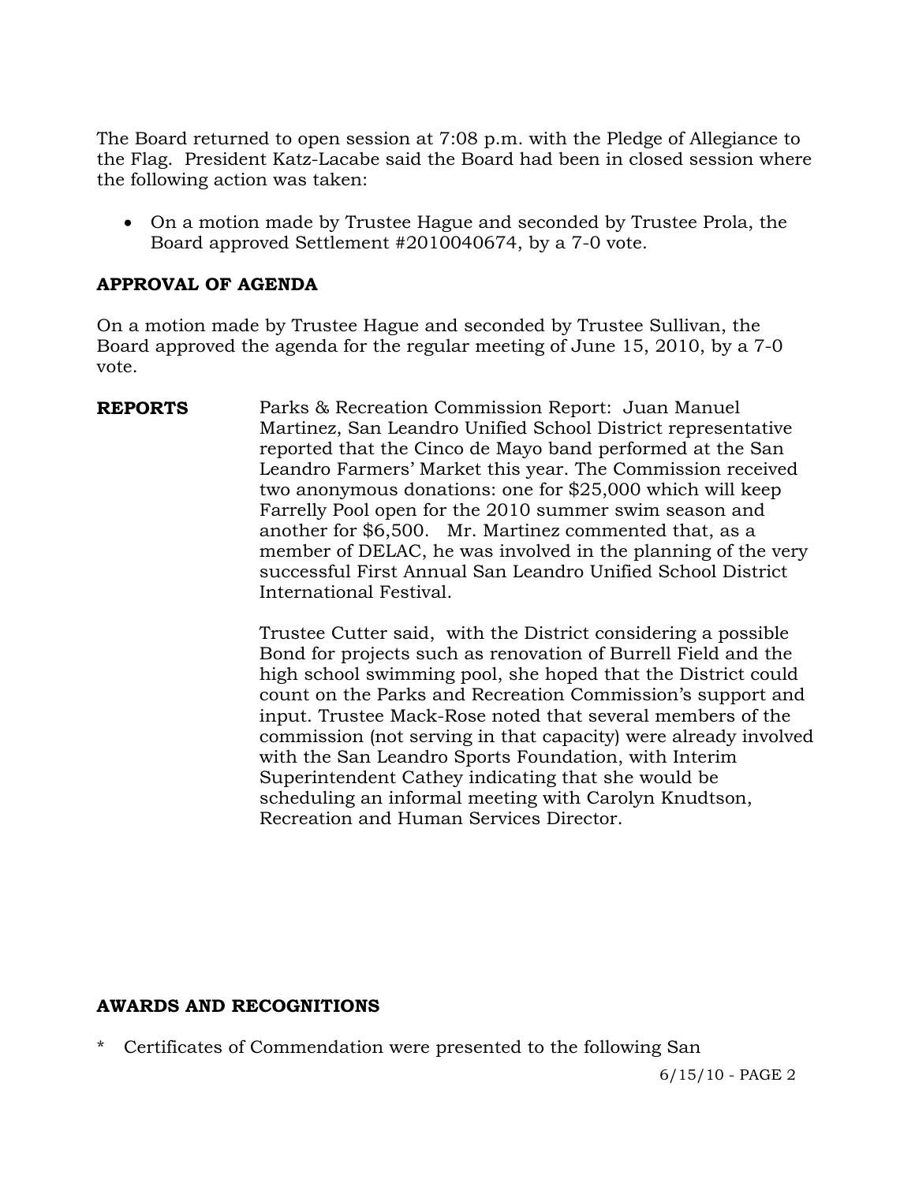The Board returned to open session at 7:08 p.m. with the Pledge of Allegiance to the Flag. President Katz-Lacabe said the Board had been in closed session where the following action was taken:

- On a motion made by Trustee Hague and seconded by Trustee Prola, the Board approved Settlement #2010040674, by a 7-0 vote.

**APPROVAL OF AGENDA**

On a motion made by Trustee Hague and seconded by Trustee Sullivan, the Board approved the agenda for the regular meeting of June 15, 2010, by a 7-0 vote.

**REPORTS**

Parks & Recreation Commission Report: Juan Manuel Martinez, San Leandro Unified School District representative reported that the Cinco de Mayo band performed at the San Leandro Farmers' Market this year. The Commission received two anonymous donations: one for $25,000 which will keep Farrelly Pool open for the 2010 summer swim season and another for $6,500. Mr. Martinez commented that, as a member of DELAC, he was involved in the planning of the very successful First Annual San Leandro Unified School District International Festival.

Trustee Cutter said, with the District considering a possible Bond for projects such as renovation of Burrell Field and the high school swimming pool, she hoped that the District could count on the Parks and Recreation Commission's support and input. Trustee Mack-Rose noted that several members of the commission (not serving in that capacity) were already involved with the San Leandro Sports Foundation, with Interim Superintendent Cathey indicating that she would be scheduling an informal meeting with Carolyn Knudtson, Recreation and Human Services Director.

**AWARDS AND RECOGNITIONS**

* Certificates of Commendation were presented to the following San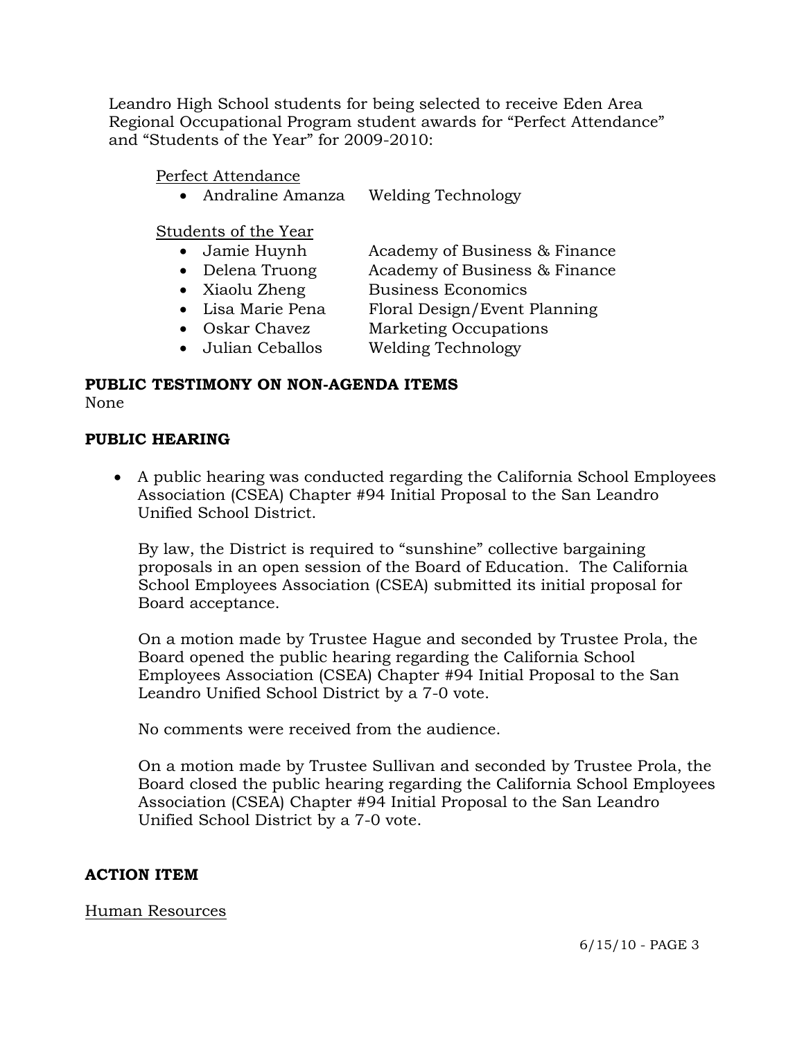Leandro High School students for being selected to receive Eden Area Regional Occupational Program student awards for "Perfect Attendance" and "Students of the Year" for 2009-2010:

Perfect Attendance

- Andraline Amanza     Welding Technology

Students of the Year

- Jamie Huynh     Academy of Business & Finance
- Delena Truong     Academy of Business & Finance
- Xiaolu Zheng     Business Economics
- Lisa Marie Pena     Floral Design/Event Planning
- Oskar Chavez     Marketing Occupations
- Julian Ceballos     Welding Technology

**PUBLIC TESTIMONY ON NON-AGENDA ITEMS**

None

**PUBLIC HEARING**

- A public hearing was conducted regarding the California School Employees Association (CSEA) Chapter #94 Initial Proposal to the San Leandro Unified School District.

  By law, the District is required to "sunshine" collective bargaining proposals in an open session of the Board of Education. The California School Employees Association (CSEA) submitted its initial proposal for Board acceptance.

  On a motion made by Trustee Hague and seconded by Trustee Prola, the Board opened the public hearing regarding the California School Employees Association (CSEA) Chapter #94 Initial Proposal to the San Leandro Unified School District by a 7-0 vote.

  No comments were received from the audience.

  On a motion made by Trustee Sullivan and seconded by Trustee Prola, the Board closed the public hearing regarding the California School Employees Association (CSEA) Chapter #94 Initial Proposal to the San Leandro Unified School District by a 7-0 vote.

**ACTION ITEM**

Human Resources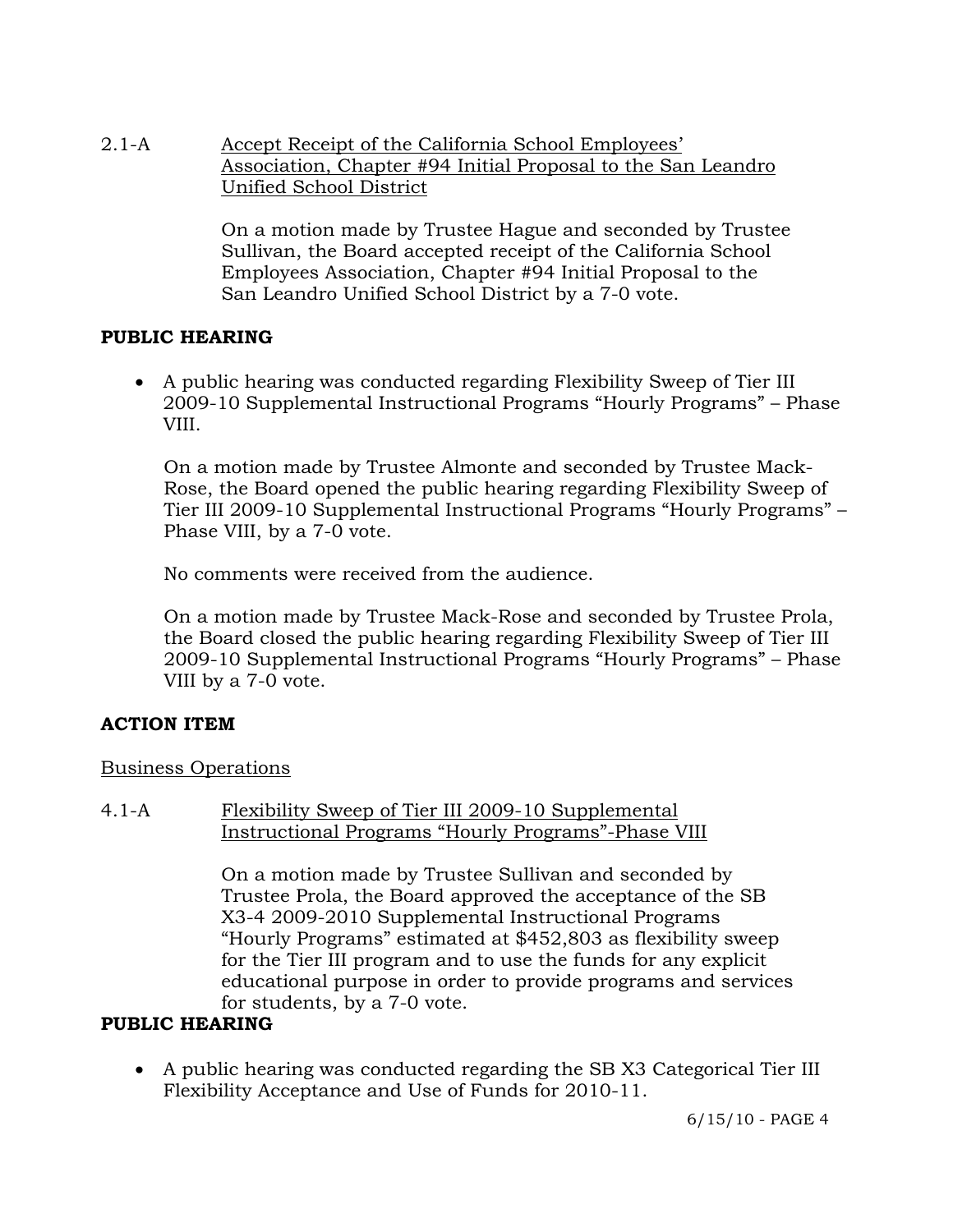2.1-A Accept Receipt of the California School Employees' Association, Chapter #94 Initial Proposal to the San Leandro Unified School District

On a motion made by Trustee Hague and seconded by Trustee Sullivan, the Board accepted receipt of the California School Employees Association, Chapter #94 Initial Proposal to the San Leandro Unified School District by a 7-0 vote.

**PUBLIC HEARING**

- A public hearing was conducted regarding Flexibility Sweep of Tier III 2009-10 Supplemental Instructional Programs "Hourly Programs" – Phase VIII.

  On a motion made by Trustee Almonte and seconded by Trustee Mack-Rose, the Board opened the public hearing regarding Flexibility Sweep of Tier III 2009-10 Supplemental Instructional Programs "Hourly Programs" – Phase VIII, by a 7-0 vote.

  No comments were received from the audience.

  On a motion made by Trustee Mack-Rose and seconded by Trustee Prola, the Board closed the public hearing regarding Flexibility Sweep of Tier III 2009-10 Supplemental Instructional Programs "Hourly Programs" – Phase VIII by a 7-0 vote.

**ACTION ITEM**

Business Operations

4.1-A Flexibility Sweep of Tier III 2009-10 Supplemental Instructional Programs "Hourly Programs"-Phase VIII

On a motion made by Trustee Sullivan and seconded by Trustee Prola, the Board approved the acceptance of the SB X3-4 2009-2010 Supplemental Instructional Programs "Hourly Programs" estimated at $452,803 as flexibility sweep for the Tier III program and to use the funds for any explicit educational purpose in order to provide programs and services for students, by a 7-0 vote.

**PUBLIC HEARING**

- A public hearing was conducted regarding the SB X3 Categorical Tier III Flexibility Acceptance and Use of Funds for 2010-11.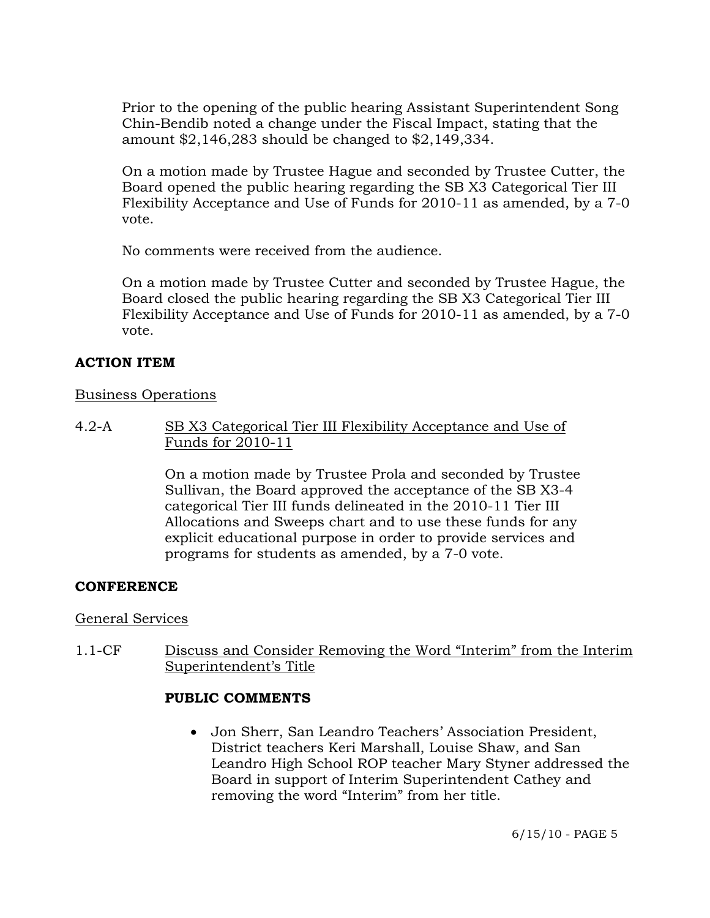Prior to the opening of the public hearing Assistant Superintendent Song Chin-Bendib noted a change under the Fiscal Impact, stating that the amount $2,146,283 should be changed to $2,149,334.

On a motion made by Trustee Hague and seconded by Trustee Cutter, the Board opened the public hearing regarding the SB X3 Categorical Tier III Flexibility Acceptance and Use of Funds for 2010-11 as amended, by a 7-0 vote.

No comments were received from the audience.

On a motion made by Trustee Cutter and seconded by Trustee Hague, the Board closed the public hearing regarding the SB X3 Categorical Tier III Flexibility Acceptance and Use of Funds for 2010-11 as amended, by a 7-0 vote.

**ACTION ITEM**

Business Operations

4.2-A SB X3 Categorical Tier III Flexibility Acceptance and Use of Funds for 2010-11

On a motion made by Trustee Prola and seconded by Trustee Sullivan, the Board approved the acceptance of the SB X3-4 categorical Tier III funds delineated in the 2010-11 Tier III Allocations and Sweeps chart and to use these funds for any explicit educational purpose in order to provide services and programs for students as amended, by a 7-0 vote.

**CONFERENCE**

General Services

1.1-CF Discuss and Consider Removing the Word "Interim" from the Interim Superintendent's Title

**PUBLIC COMMENTS**

- Jon Sherr, San Leandro Teachers' Association President, District teachers Keri Marshall, Louise Shaw, and San Leandro High School ROP teacher Mary Styner addressed the Board in support of Interim Superintendent Cathey and removing the word "Interim" from her title.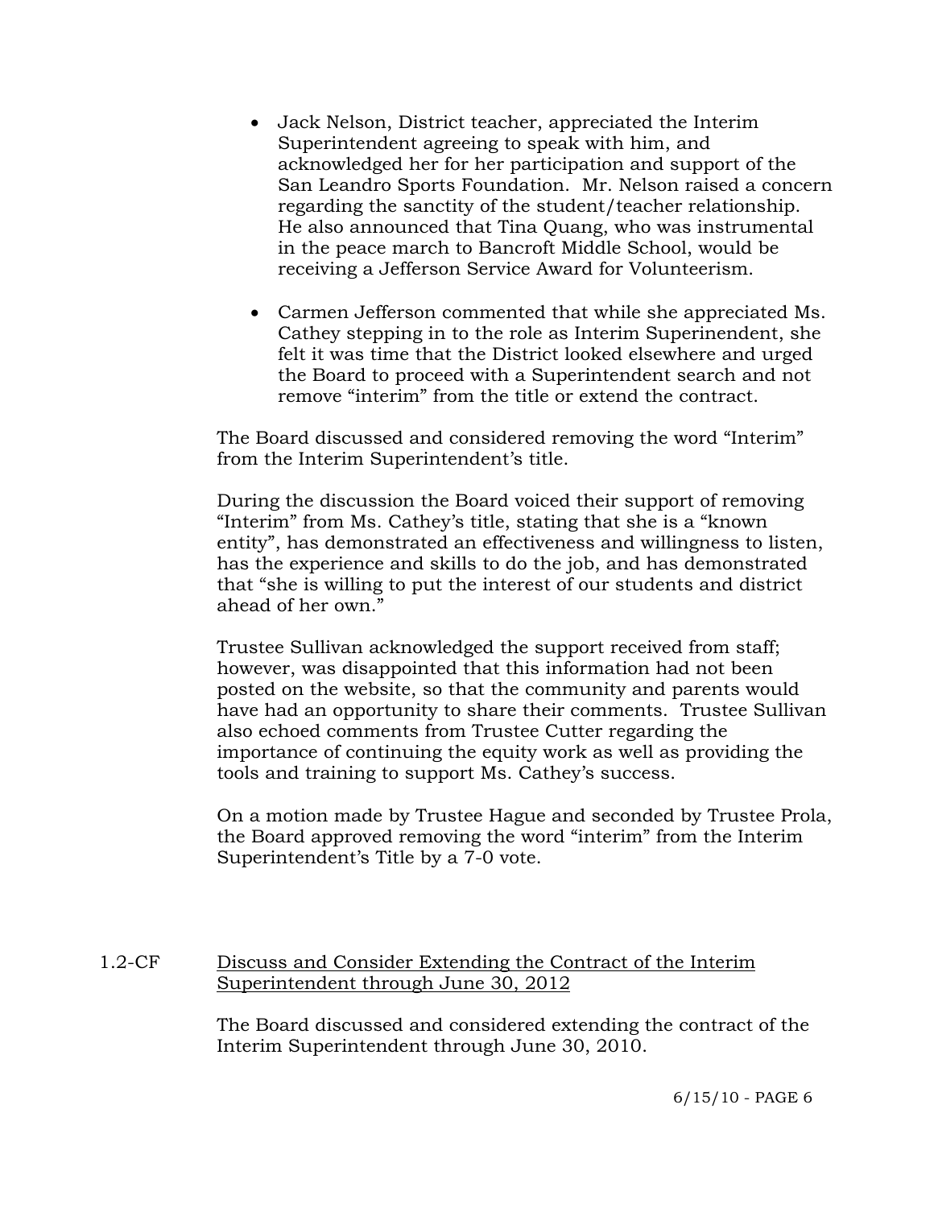- Jack Nelson, District teacher, appreciated the Interim Superintendent agreeing to speak with him, and acknowledged her for her participation and support of the San Leandro Sports Foundation. Mr. Nelson raised a concern regarding the sanctity of the student/teacher relationship. He also announced that Tina Quang, who was instrumental in the peace march to Bancroft Middle School, would be receiving a Jefferson Service Award for Volunteerism.

- Carmen Jefferson commented that while she appreciated Ms. Cathey stepping in to the role as Interim Superinendent, she felt it was time that the District looked elsewhere and urged the Board to proceed with a Superintendent search and not remove "interim" from the title or extend the contract.

The Board discussed and considered removing the word "Interim" from the Interim Superintendent's title.

During the discussion the Board voiced their support of removing "Interim" from Ms. Cathey's title, stating that she is a "known entity", has demonstrated an effectiveness and willingness to listen, has the experience and skills to do the job, and has demonstrated that "she is willing to put the interest of our students and district ahead of her own."

Trustee Sullivan acknowledged the support received from staff; however, was disappointed that this information had not been posted on the website, so that the community and parents would have had an opportunity to share their comments. Trustee Sullivan also echoed comments from Trustee Cutter regarding the importance of continuing the equity work as well as providing the tools and training to support Ms. Cathey's success.

On a motion made by Trustee Hague and seconded by Trustee Prola, the Board approved removing the word "interim" from the Interim Superintendent's Title by a 7-0 vote.

1.2-CF <u>Discuss and Consider Extending the Contract of the Interim Superintendent through June 30, 2012</u>

The Board discussed and considered extending the contract of the Interim Superintendent through June 30, 2010.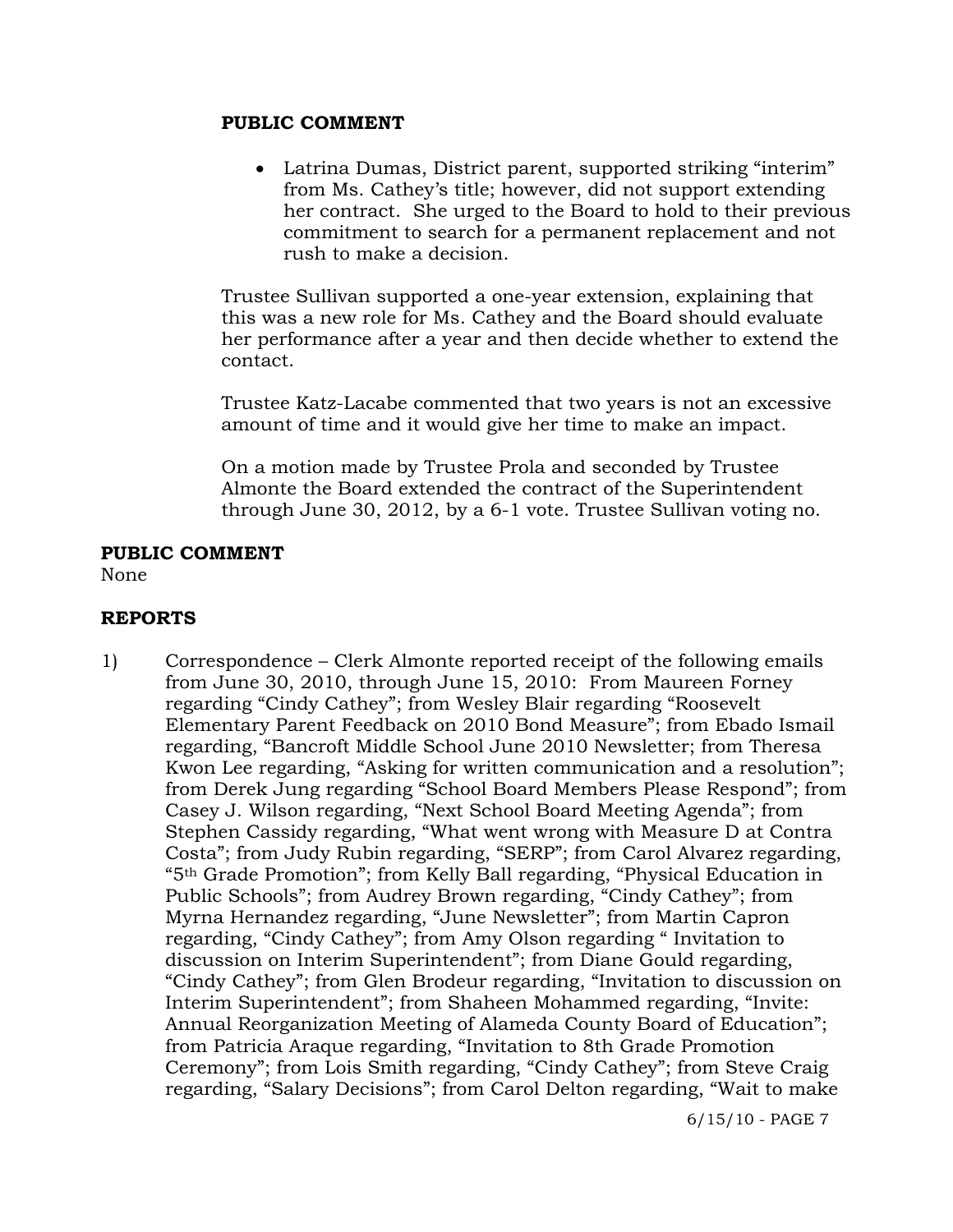**PUBLIC COMMENT**

- Latrina Dumas, District parent, supported striking "interim" from Ms. Cathey's title; however, did not support extending her contract. She urged to the Board to hold to their previous commitment to search for a permanent replacement and not rush to make a decision.

Trustee Sullivan supported a one-year extension, explaining that this was a new role for Ms. Cathey and the Board should evaluate her performance after a year and then decide whether to extend the contact.

Trustee Katz-Lacabe commented that two years is not an excessive amount of time and it would give her time to make an impact.

On a motion made by Trustee Prola and seconded by Trustee Almonte the Board extended the contract of the Superintendent through June 30, 2012, by a 6-1 vote. Trustee Sullivan voting no.

**PUBLIC COMMENT**

None

**REPORTS**

1) Correspondence – Clerk Almonte reported receipt of the following emails from June 30, 2010, through June 15, 2010: From Maureen Forney regarding "Cindy Cathey"; from Wesley Blair regarding "Roosevelt Elementary Parent Feedback on 2010 Bond Measure"; from Ebado Ismail regarding, "Bancroft Middle School June 2010 Newsletter; from Theresa Kwon Lee regarding, "Asking for written communication and a resolution"; from Derek Jung regarding "School Board Members Please Respond"; from Casey J. Wilson regarding, "Next School Board Meeting Agenda"; from Stephen Cassidy regarding, "What went wrong with Measure D at Contra Costa"; from Judy Rubin regarding, "SERP"; from Carol Alvarez regarding, "5th Grade Promotion"; from Kelly Ball regarding, "Physical Education in Public Schools"; from Audrey Brown regarding, "Cindy Cathey"; from Myrna Hernandez regarding, "June Newsletter"; from Martin Capron regarding, "Cindy Cathey"; from Amy Olson regarding " Invitation to discussion on Interim Superintendent"; from Diane Gould regarding, "Cindy Cathey"; from Glen Brodeur regarding, "Invitation to discussion on Interim Superintendent"; from Shaheen Mohammed regarding, "Invite: Annual Reorganization Meeting of Alameda County Board of Education"; from Patricia Araque regarding, "Invitation to 8th Grade Promotion Ceremony"; from Lois Smith regarding, "Cindy Cathey"; from Steve Craig regarding, "Salary Decisions"; from Carol Delton regarding, "Wait to make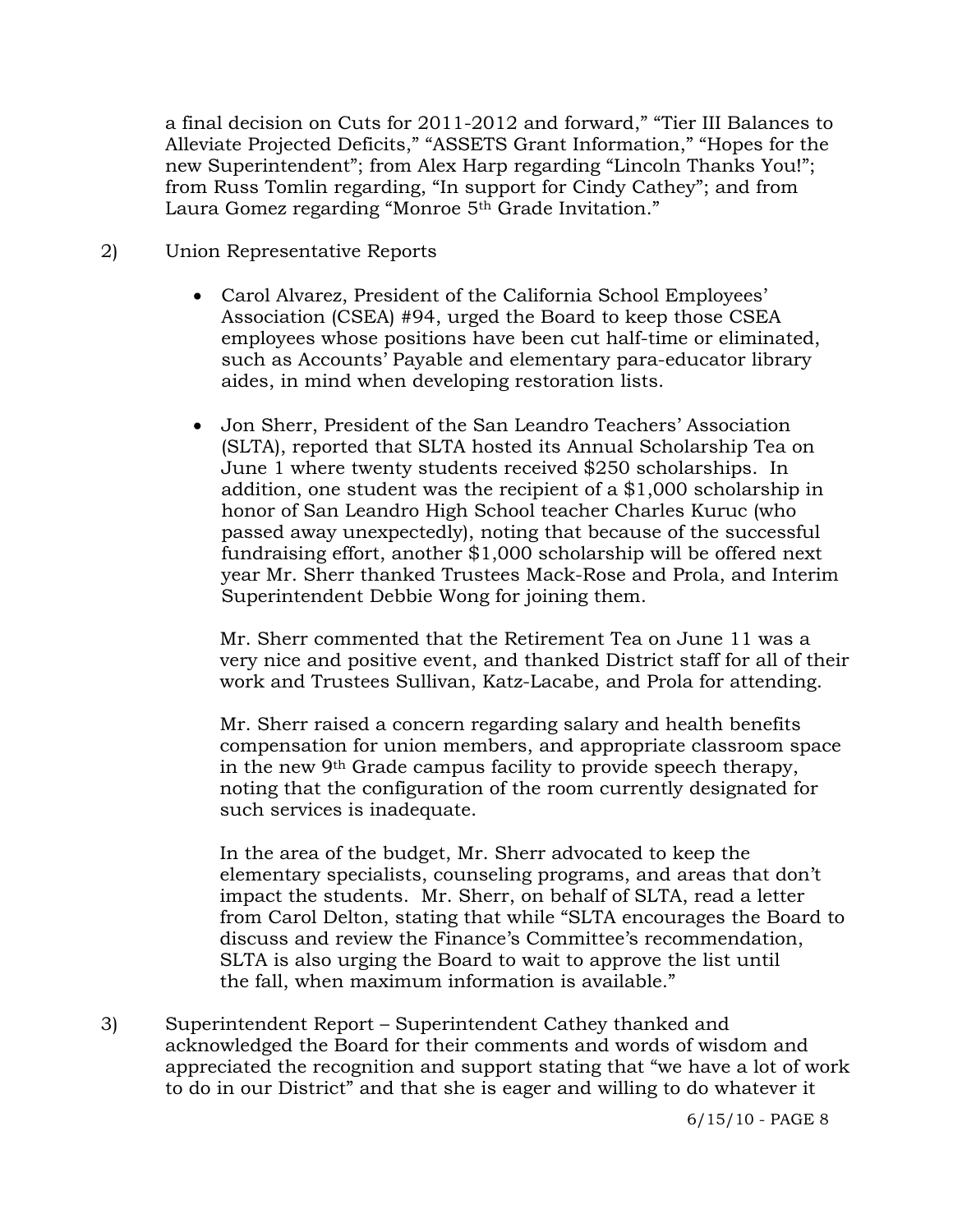a final decision on Cuts for 2011-2012 and forward," "Tier III Balances to Alleviate Projected Deficits," "ASSETS Grant Information," "Hopes for the new Superintendent"; from Alex Harp regarding "Lincoln Thanks You!"; from Russ Tomlin regarding, "In support for Cindy Cathey"; and from Laura Gomez regarding "Monroe 5th Grade Invitation."

2) Union Representative Reports

- Carol Alvarez, President of the California School Employees' Association (CSEA) #94, urged the Board to keep those CSEA employees whose positions have been cut half-time or eliminated, such as Accounts' Payable and elementary para-educator library aides, in mind when developing restoration lists.

- Jon Sherr, President of the San Leandro Teachers' Association (SLTA), reported that SLTA hosted its Annual Scholarship Tea on June 1 where twenty students received $250 scholarships. In addition, one student was the recipient of a $1,000 scholarship in honor of San Leandro High School teacher Charles Kuruc (who passed away unexpectedly), noting that because of the successful fundraising effort, another $1,000 scholarship will be offered next year Mr. Sherr thanked Trustees Mack-Rose and Prola, and Interim Superintendent Debbie Wong for joining them.

  Mr. Sherr commented that the Retirement Tea on June 11 was a very nice and positive event, and thanked District staff for all of their work and Trustees Sullivan, Katz-Lacabe, and Prola for attending.

  Mr. Sherr raised a concern regarding salary and health benefits compensation for union members, and appropriate classroom space in the new 9th Grade campus facility to provide speech therapy, noting that the configuration of the room currently designated for such services is inadequate.

  In the area of the budget, Mr. Sherr advocated to keep the elementary specialists, counseling programs, and areas that don't impact the students. Mr. Sherr, on behalf of SLTA, read a letter from Carol Delton, stating that while "SLTA encourages the Board to discuss and review the Finance's Committee's recommendation, SLTA is also urging the Board to wait to approve the list until the fall, when maximum information is available."

3) Superintendent Report – Superintendent Cathey thanked and acknowledged the Board for their comments and words of wisdom and appreciated the recognition and support stating that "we have a lot of work to do in our District" and that she is eager and willing to do whatever it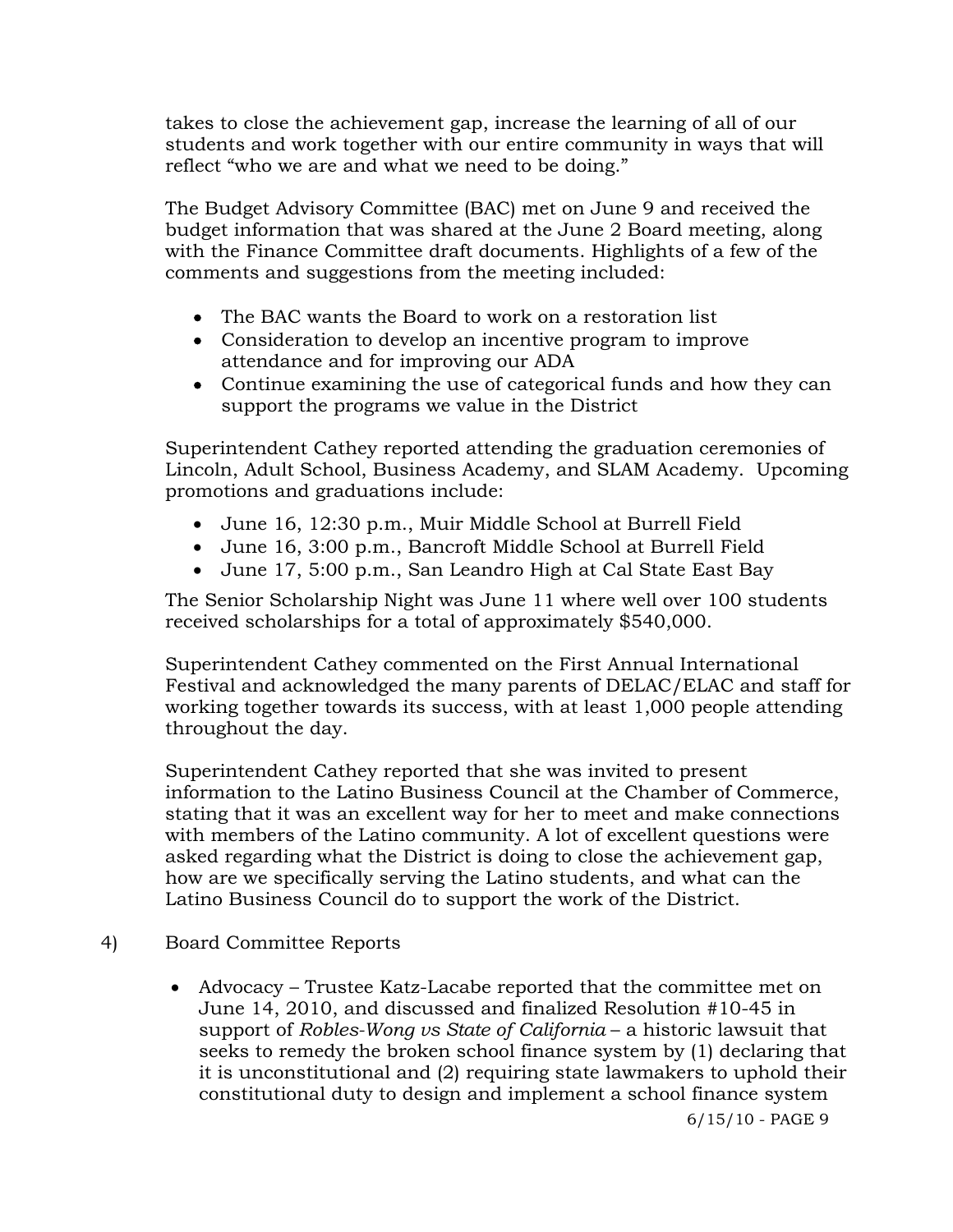takes to close the achievement gap, increase the learning of all of our students and work together with our entire community in ways that will reflect "who we are and what we need to be doing."

The Budget Advisory Committee (BAC) met on June 9 and received the budget information that was shared at the June 2 Board meeting, along with the Finance Committee draft documents. Highlights of a few of the comments and suggestions from the meeting included:

- The BAC wants the Board to work on a restoration list
- Consideration to develop an incentive program to improve attendance and for improving our ADA
- Continue examining the use of categorical funds and how they can support the programs we value in the District

Superintendent Cathey reported attending the graduation ceremonies of Lincoln, Adult School, Business Academy, and SLAM Academy. Upcoming promotions and graduations include:

- June 16, 12:30 p.m., Muir Middle School at Burrell Field
- June 16, 3:00 p.m., Bancroft Middle School at Burrell Field
- June 17, 5:00 p.m., San Leandro High at Cal State East Bay

The Senior Scholarship Night was June 11 where well over 100 students received scholarships for a total of approximately $540,000.

Superintendent Cathey commented on the First Annual International Festival and acknowledged the many parents of DELAC/ELAC and staff for working together towards its success, with at least 1,000 people attending throughout the day.

Superintendent Cathey reported that she was invited to present information to the Latino Business Council at the Chamber of Commerce, stating that it was an excellent way for her to meet and make connections with members of the Latino community. A lot of excellent questions were asked regarding what the District is doing to close the achievement gap, how are we specifically serving the Latino students, and what can the Latino Business Council do to support the work of the District.

4) Board Committee Reports

- Advocacy – Trustee Katz-Lacabe reported that the committee met on June 14, 2010, and discussed and finalized Resolution #10-45 in support of *Robles-Wong vs State of California* – a historic lawsuit that seeks to remedy the broken school finance system by (1) declaring that it is unconstitutional and (2) requiring state lawmakers to uphold their constitutional duty to design and implement a school finance system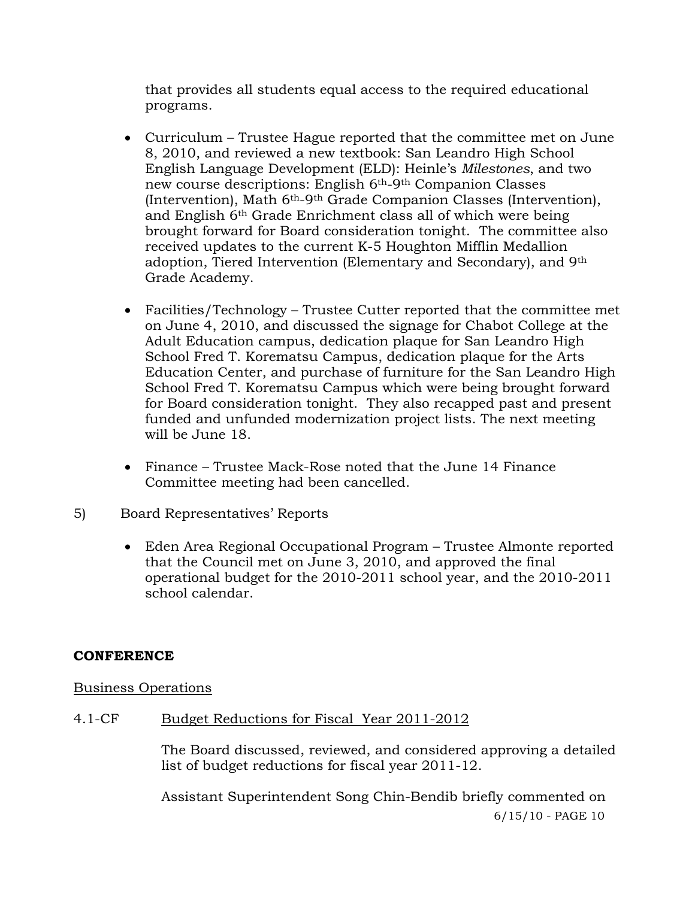that provides all students equal access to the required educational programs.

- Curriculum – Trustee Hague reported that the committee met on June 8, 2010, and reviewed a new textbook: San Leandro High School English Language Development (ELD): Heinle's *Milestones*, and two new course descriptions: English 6th-9th Companion Classes (Intervention), Math 6th-9th Grade Companion Classes (Intervention), and English 6th Grade Enrichment class all of which were being brought forward for Board consideration tonight. The committee also received updates to the current K-5 Houghton Mifflin Medallion adoption, Tiered Intervention (Elementary and Secondary), and 9th Grade Academy.

- Facilities/Technology – Trustee Cutter reported that the committee met on June 4, 2010, and discussed the signage for Chabot College at the Adult Education campus, dedication plaque for San Leandro High School Fred T. Korematsu Campus, dedication plaque for the Arts Education Center, and purchase of furniture for the San Leandro High School Fred T. Korematsu Campus which were being brought forward for Board consideration tonight. They also recapped past and present funded and unfunded modernization project lists. The next meeting will be June 18.

- Finance – Trustee Mack-Rose noted that the June 14 Finance Committee meeting had been cancelled.

5) Board Representatives' Reports

- Eden Area Regional Occupational Program – Trustee Almonte reported that the Council met on June 3, 2010, and approved the final operational budget for the 2010-2011 school year, and the 2010-2011 school calendar.

**CONFERENCE**

Business Operations

4.1-CF Budget Reductions for Fiscal Year 2011-2012

The Board discussed, reviewed, and considered approving a detailed list of budget reductions for fiscal year 2011-12.

Assistant Superintendent Song Chin-Bendib briefly commented on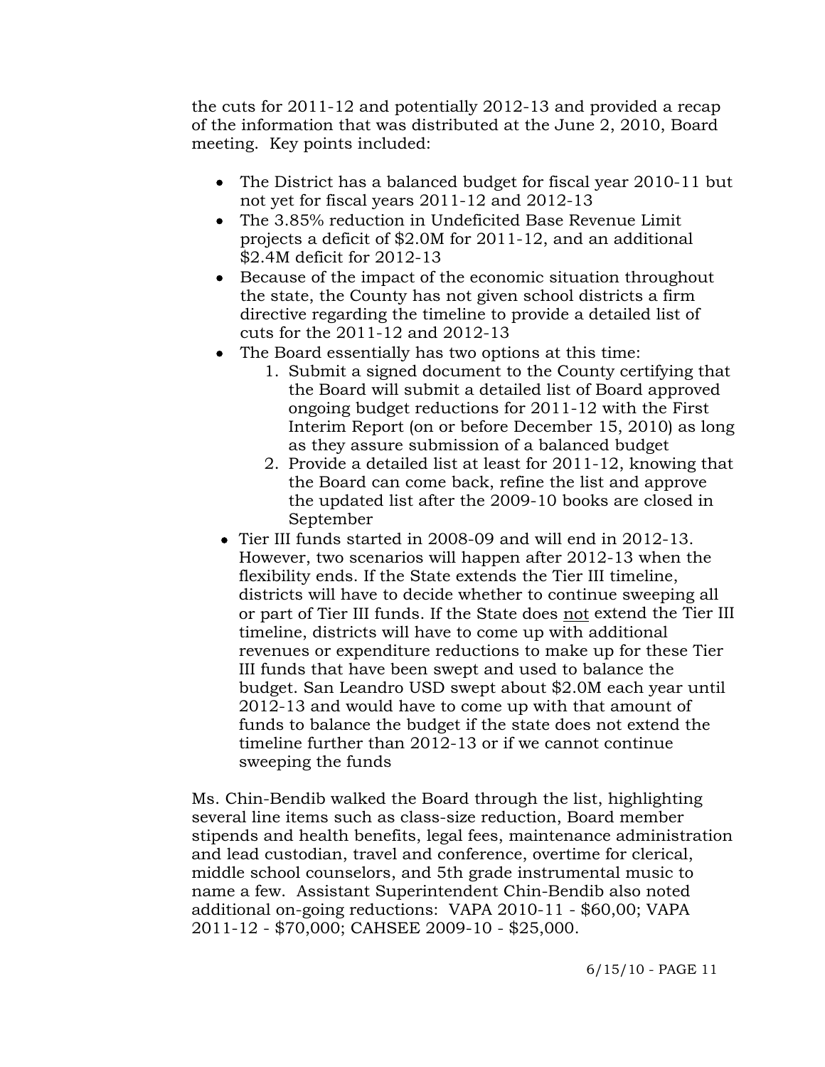the cuts for 2011-12 and potentially 2012-13 and provided a recap of the information that was distributed at the June 2, 2010, Board meeting. Key points included:

- The District has a balanced budget for fiscal year 2010-11 but not yet for fiscal years 2011-12 and 2012-13
- The 3.85% reduction in Undeficited Base Revenue Limit projects a deficit of $2.0M for 2011-12, and an additional $2.4M deficit for 2012-13
- Because of the impact of the economic situation throughout the state, the County has not given school districts a firm directive regarding the timeline to provide a detailed list of cuts for the 2011-12 and 2012-13
- The Board essentially has two options at this time:
  1. Submit a signed document to the County certifying that the Board will submit a detailed list of Board approved ongoing budget reductions for 2011-12 with the First Interim Report (on or before December 15, 2010) as long as they assure submission of a balanced budget
  2. Provide a detailed list at least for 2011-12, knowing that the Board can come back, refine the list and approve the updated list after the 2009-10 books are closed in September
- Tier III funds started in 2008-09 and will end in 2012-13. However, two scenarios will happen after 2012-13 when the flexibility ends. If the State extends the Tier III timeline, districts will have to decide whether to continue sweeping all or part of Tier III funds. If the State does <u>not</u> extend the Tier III timeline, districts will have to come up with additional revenues or expenditure reductions to make up for these Tier III funds that have been swept and used to balance the budget. San Leandro USD swept about $2.0M each year until 2012-13 and would have to come up with that amount of funds to balance the budget if the state does not extend the timeline further than 2012-13 or if we cannot continue sweeping the funds

Ms. Chin-Bendib walked the Board through the list, highlighting several line items such as class-size reduction, Board member stipends and health benefits, legal fees, maintenance administration and lead custodian, travel and conference, overtime for clerical, middle school counselors, and 5th grade instrumental music to name a few. Assistant Superintendent Chin-Bendib also noted additional on-going reductions: VAPA 2010-11 - $60,00; VAPA 2011-12 - $70,000; CAHSEE 2009-10 - $25,000.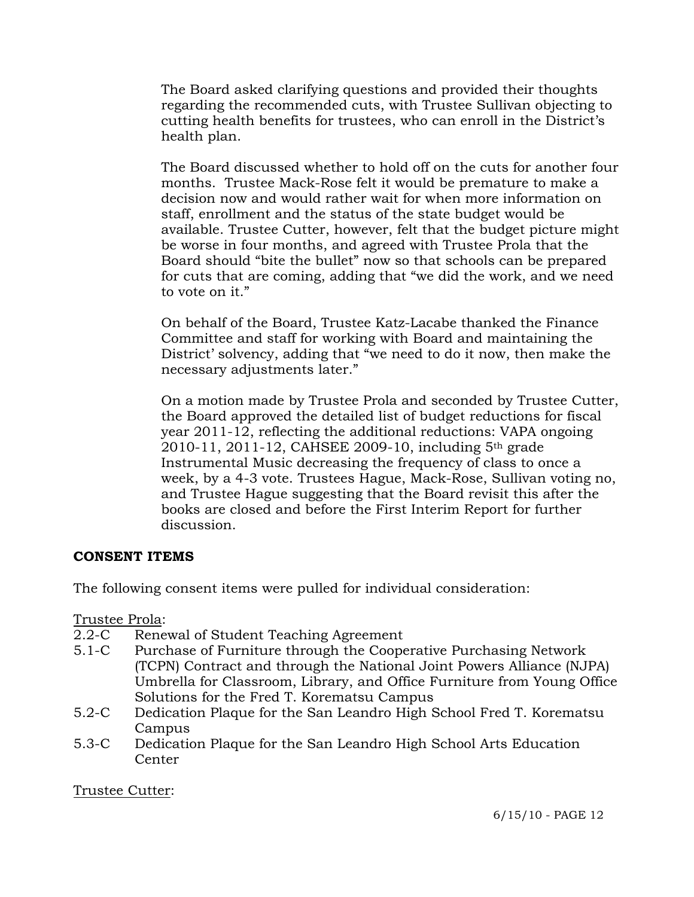The Board asked clarifying questions and provided their thoughts regarding the recommended cuts, with Trustee Sullivan objecting to cutting health benefits for trustees, who can enroll in the District's health plan.

The Board discussed whether to hold off on the cuts for another four months. Trustee Mack-Rose felt it would be premature to make a decision now and would rather wait for when more information on staff, enrollment and the status of the state budget would be available. Trustee Cutter, however, felt that the budget picture might be worse in four months, and agreed with Trustee Prola that the Board should "bite the bullet" now so that schools can be prepared for cuts that are coming, adding that "we did the work, and we need to vote on it."

On behalf of the Board, Trustee Katz-Lacabe thanked the Finance Committee and staff for working with Board and maintaining the District' solvency, adding that "we need to do it now, then make the necessary adjustments later."

On a motion made by Trustee Prola and seconded by Trustee Cutter, the Board approved the detailed list of budget reductions for fiscal year 2011-12, reflecting the additional reductions: VAPA ongoing 2010-11, 2011-12, CAHSEE 2009-10, including 5th grade Instrumental Music decreasing the frequency of class to once a week, by a 4-3 vote. Trustees Hague, Mack-Rose, Sullivan voting no, and Trustee Hague suggesting that the Board revisit this after the books are closed and before the First Interim Report for further discussion.

## CONSENT ITEMS

The following consent items were pulled for individual consideration:

Trustee Prola:

- 2.2-C Renewal of Student Teaching Agreement
- 5.1-C Purchase of Furniture through the Cooperative Purchasing Network (TCPN) Contract and through the National Joint Powers Alliance (NJPA) Umbrella for Classroom, Library, and Office Furniture from Young Office Solutions for the Fred T. Korematsu Campus
- 5.2-C Dedication Plaque for the San Leandro High School Fred T. Korematsu Campus
- 5.3-C Dedication Plaque for the San Leandro High School Arts Education Center

Trustee Cutter: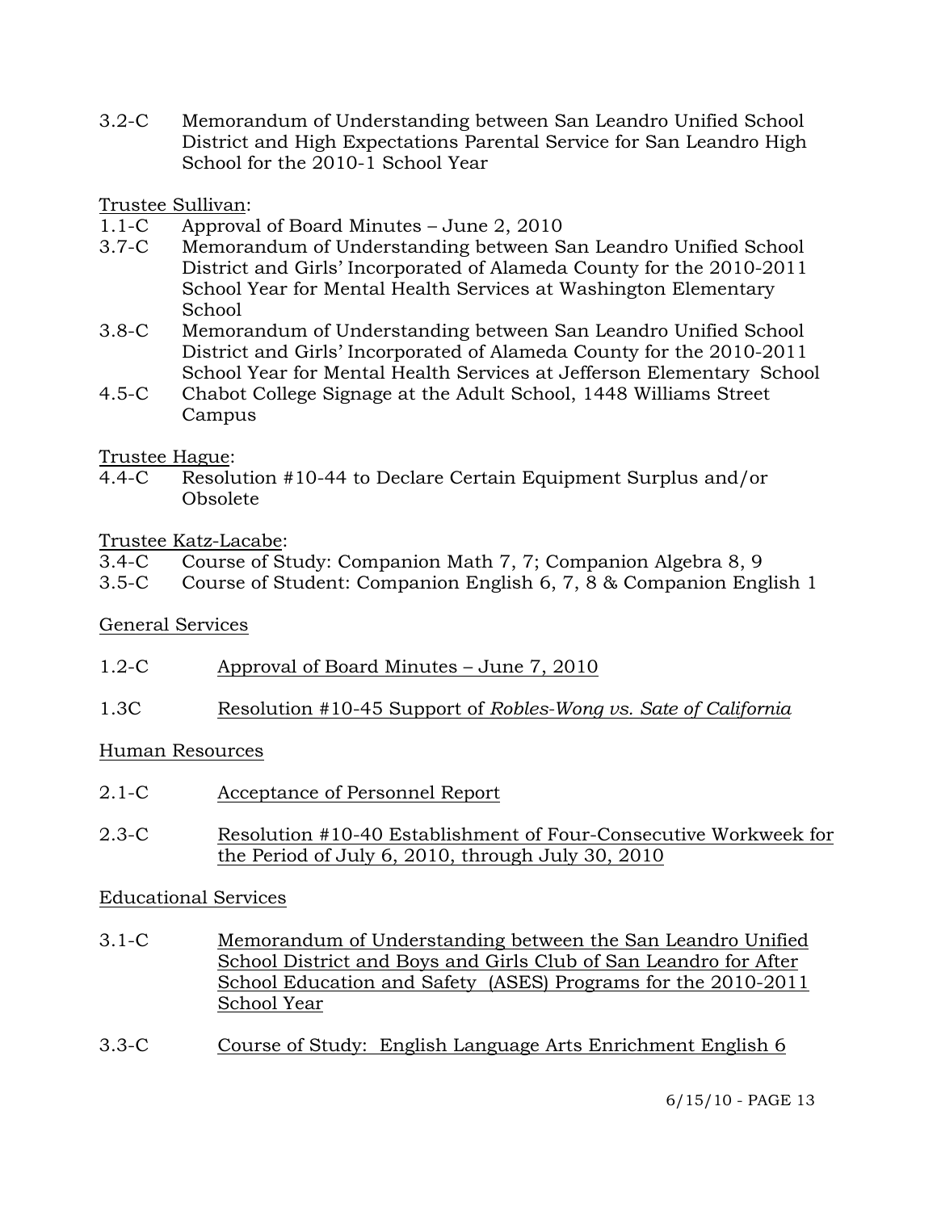3.2-C Memorandum of Understanding between San Leandro Unified School District and High Expectations Parental Service for San Leandro High School for the 2010-1 School Year

Trustee Sullivan:

1.1-C Approval of Board Minutes – June 2, 2010

3.7-C Memorandum of Understanding between San Leandro Unified School District and Girls' Incorporated of Alameda County for the 2010-2011 School Year for Mental Health Services at Washington Elementary School

3.8-C Memorandum of Understanding between San Leandro Unified School District and Girls' Incorporated of Alameda County for the 2010-2011 School Year for Mental Health Services at Jefferson Elementary School

4.5-C Chabot College Signage at the Adult School, 1448 Williams Street Campus

Trustee Hague:

4.4-C Resolution #10-44 to Declare Certain Equipment Surplus and/or Obsolete

Trustee Katz-Lacabe:

3.4-C Course of Study: Companion Math 7, 7; Companion Algebra 8, 9

3.5-C Course of Student: Companion English 6, 7, 8 & Companion English 1

General Services

1.2-C Approval of Board Minutes – June 7, 2010

1.3C Resolution #10-45 Support of *Robles-Wong vs. Sate of California*

Human Resources

2.1-C Acceptance of Personnel Report

2.3-C Resolution #10-40 Establishment of Four-Consecutive Workweek for the Period of July 6, 2010, through July 30, 2010

Educational Services

3.1-C Memorandum of Understanding between the San Leandro Unified School District and Boys and Girls Club of San Leandro for After School Education and Safety (ASES) Programs for the 2010-2011 School Year

3.3-C Course of Study: English Language Arts Enrichment English 6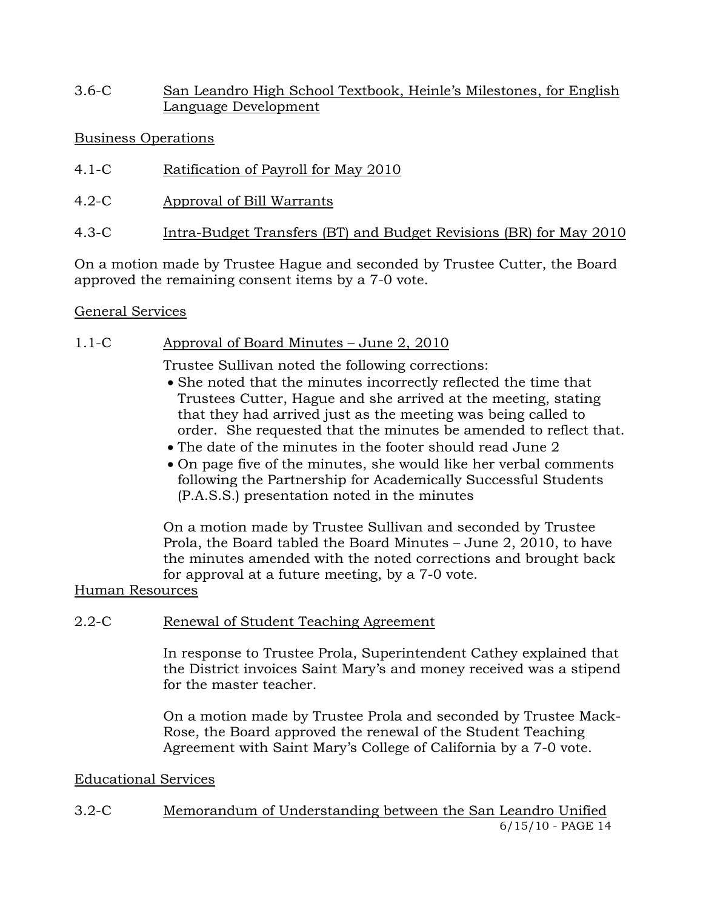3.6-C San Leandro High School Textbook, Heinle's Milestones, for English Language Development

Business Operations

4.1-C Ratification of Payroll for May 2010

4.2-C Approval of Bill Warrants

4.3-C Intra-Budget Transfers (BT) and Budget Revisions (BR) for May 2010

On a motion made by Trustee Hague and seconded by Trustee Cutter, the Board approved the remaining consent items by a 7-0 vote.

General Services

1.1-C Approval of Board Minutes – June 2, 2010

Trustee Sullivan noted the following corrections:

- She noted that the minutes incorrectly reflected the time that Trustees Cutter, Hague and she arrived at the meeting, stating that they had arrived just as the meeting was being called to order. She requested that the minutes be amended to reflect that.
- The date of the minutes in the footer should read June 2
- On page five of the minutes, she would like her verbal comments following the Partnership for Academically Successful Students (P.A.S.S.) presentation noted in the minutes

On a motion made by Trustee Sullivan and seconded by Trustee Prola, the Board tabled the Board Minutes – June 2, 2010, to have the minutes amended with the noted corrections and brought back for approval at a future meeting, by a 7-0 vote.

Human Resources

2.2-C Renewal of Student Teaching Agreement

In response to Trustee Prola, Superintendent Cathey explained that the District invoices Saint Mary's and money received was a stipend for the master teacher.

On a motion made by Trustee Prola and seconded by Trustee Mack-Rose, the Board approved the renewal of the Student Teaching Agreement with Saint Mary's College of California by a 7-0 vote.

Educational Services

3.2-C Memorandum of Understanding between the San Leandro Unified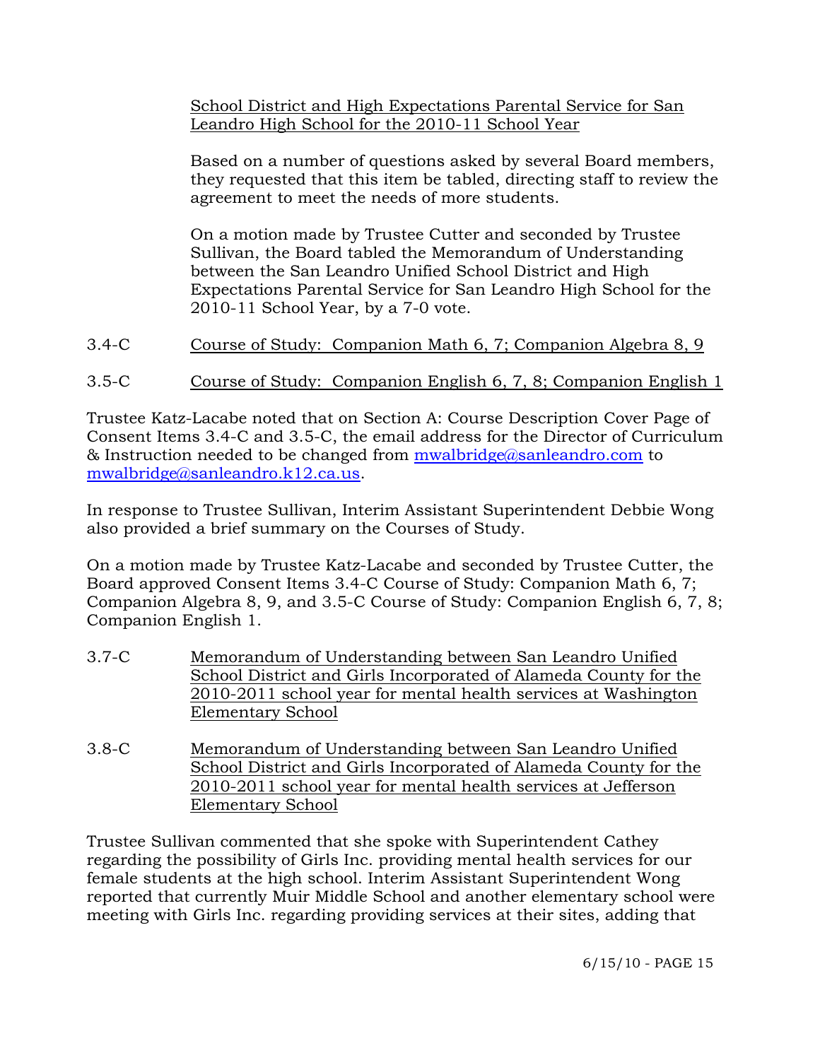School District and High Expectations Parental Service for San Leandro High School for the 2010-11 School Year

Based on a number of questions asked by several Board members, they requested that this item be tabled, directing staff to review the agreement to meet the needs of more students.

On a motion made by Trustee Cutter and seconded by Trustee Sullivan, the Board tabled the Memorandum of Understanding between the San Leandro Unified School District and High Expectations Parental Service for San Leandro High School for the 2010-11 School Year, by a 7-0 vote.

3.4-C Course of Study: Companion Math 6, 7; Companion Algebra 8, 9

3.5-C Course of Study: Companion English 6, 7, 8; Companion English 1

Trustee Katz-Lacabe noted that on Section A: Course Description Cover Page of Consent Items 3.4-C and 3.5-C, the email address for the Director of Curriculum & Instruction needed to be changed from mwalbridge@sanleandro.com to mwalbridge@sanleandro.k12.ca.us.

In response to Trustee Sullivan, Interim Assistant Superintendent Debbie Wong also provided a brief summary on the Courses of Study.

On a motion made by Trustee Katz-Lacabe and seconded by Trustee Cutter, the Board approved Consent Items 3.4-C Course of Study: Companion Math 6, 7; Companion Algebra 8, 9, and 3.5-C Course of Study: Companion English 6, 7, 8; Companion English 1.

3.7-C Memorandum of Understanding between San Leandro Unified School District and Girls Incorporated of Alameda County for the 2010-2011 school year for mental health services at Washington Elementary School

3.8-C Memorandum of Understanding between San Leandro Unified School District and Girls Incorporated of Alameda County for the 2010-2011 school year for mental health services at Jefferson Elementary School

Trustee Sullivan commented that she spoke with Superintendent Cathey regarding the possibility of Girls Inc. providing mental health services for our female students at the high school. Interim Assistant Superintendent Wong reported that currently Muir Middle School and another elementary school were meeting with Girls Inc. regarding providing services at their sites, adding that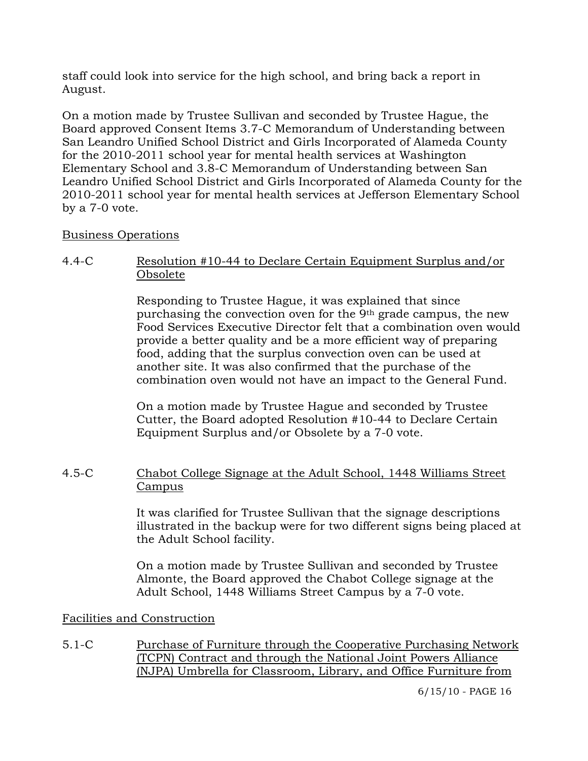staff could look into service for the high school, and bring back a report in August.

On a motion made by Trustee Sullivan and seconded by Trustee Hague, the Board approved Consent Items 3.7-C Memorandum of Understanding between San Leandro Unified School District and Girls Incorporated of Alameda County for the 2010-2011 school year for mental health services at Washington Elementary School and 3.8-C Memorandum of Understanding between San Leandro Unified School District and Girls Incorporated of Alameda County for the 2010-2011 school year for mental health services at Jefferson Elementary School by a 7-0 vote.

Business Operations

4.4-C Resolution #10-44 to Declare Certain Equipment Surplus and/or Obsolete

Responding to Trustee Hague, it was explained that since purchasing the convection oven for the 9th grade campus, the new Food Services Executive Director felt that a combination oven would provide a better quality and be a more efficient way of preparing food, adding that the surplus convection oven can be used at another site. It was also confirmed that the purchase of the combination oven would not have an impact to the General Fund.

On a motion made by Trustee Hague and seconded by Trustee Cutter, the Board adopted Resolution #10-44 to Declare Certain Equipment Surplus and/or Obsolete by a 7-0 vote.

4.5-C Chabot College Signage at the Adult School, 1448 Williams Street Campus

It was clarified for Trustee Sullivan that the signage descriptions illustrated in the backup were for two different signs being placed at the Adult School facility.

On a motion made by Trustee Sullivan and seconded by Trustee Almonte, the Board approved the Chabot College signage at the Adult School, 1448 Williams Street Campus by a 7-0 vote.

Facilities and Construction

5.1-C Purchase of Furniture through the Cooperative Purchasing Network (TCPN) Contract and through the National Joint Powers Alliance (NJPA) Umbrella for Classroom, Library, and Office Furniture from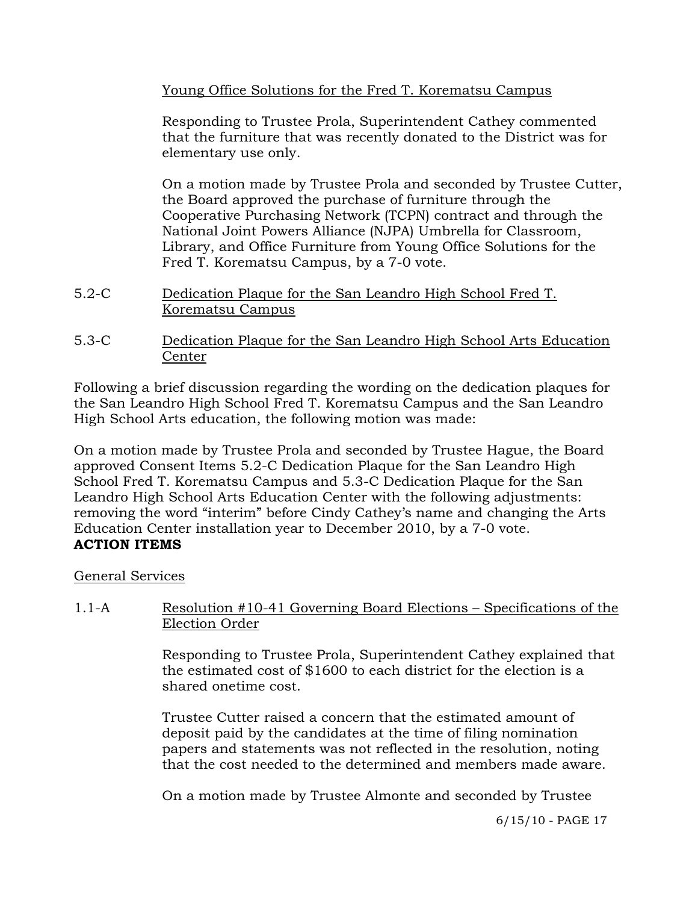Young Office Solutions for the Fred T. Korematsu Campus

Responding to Trustee Prola, Superintendent Cathey commented that the furniture that was recently donated to the District was for elementary use only.

On a motion made by Trustee Prola and seconded by Trustee Cutter, the Board approved the purchase of furniture through the Cooperative Purchasing Network (TCPN) contract and through the National Joint Powers Alliance (NJPA) Umbrella for Classroom, Library, and Office Furniture from Young Office Solutions for the Fred T. Korematsu Campus, by a 7-0 vote.

5.2-C Dedication Plaque for the San Leandro High School Fred T. Korematsu Campus

5.3-C Dedication Plaque for the San Leandro High School Arts Education Center

Following a brief discussion regarding the wording on the dedication plaques for the San Leandro High School Fred T. Korematsu Campus and the San Leandro High School Arts education, the following motion was made:

On a motion made by Trustee Prola and seconded by Trustee Hague, the Board approved Consent Items 5.2-C Dedication Plaque for the San Leandro High School Fred T. Korematsu Campus and 5.3-C Dedication Plaque for the San Leandro High School Arts Education Center with the following adjustments: removing the word "interim" before Cindy Cathey's name and changing the Arts Education Center installation year to December 2010, by a 7-0 vote.

**ACTION ITEMS**

General Services

1.1-A Resolution #10-41 Governing Board Elections – Specifications of the Election Order

Responding to Trustee Prola, Superintendent Cathey explained that the estimated cost of $1600 to each district for the election is a shared onetime cost.

Trustee Cutter raised a concern that the estimated amount of deposit paid by the candidates at the time of filing nomination papers and statements was not reflected in the resolution, noting that the cost needed to the determined and members made aware.

On a motion made by Trustee Almonte and seconded by Trustee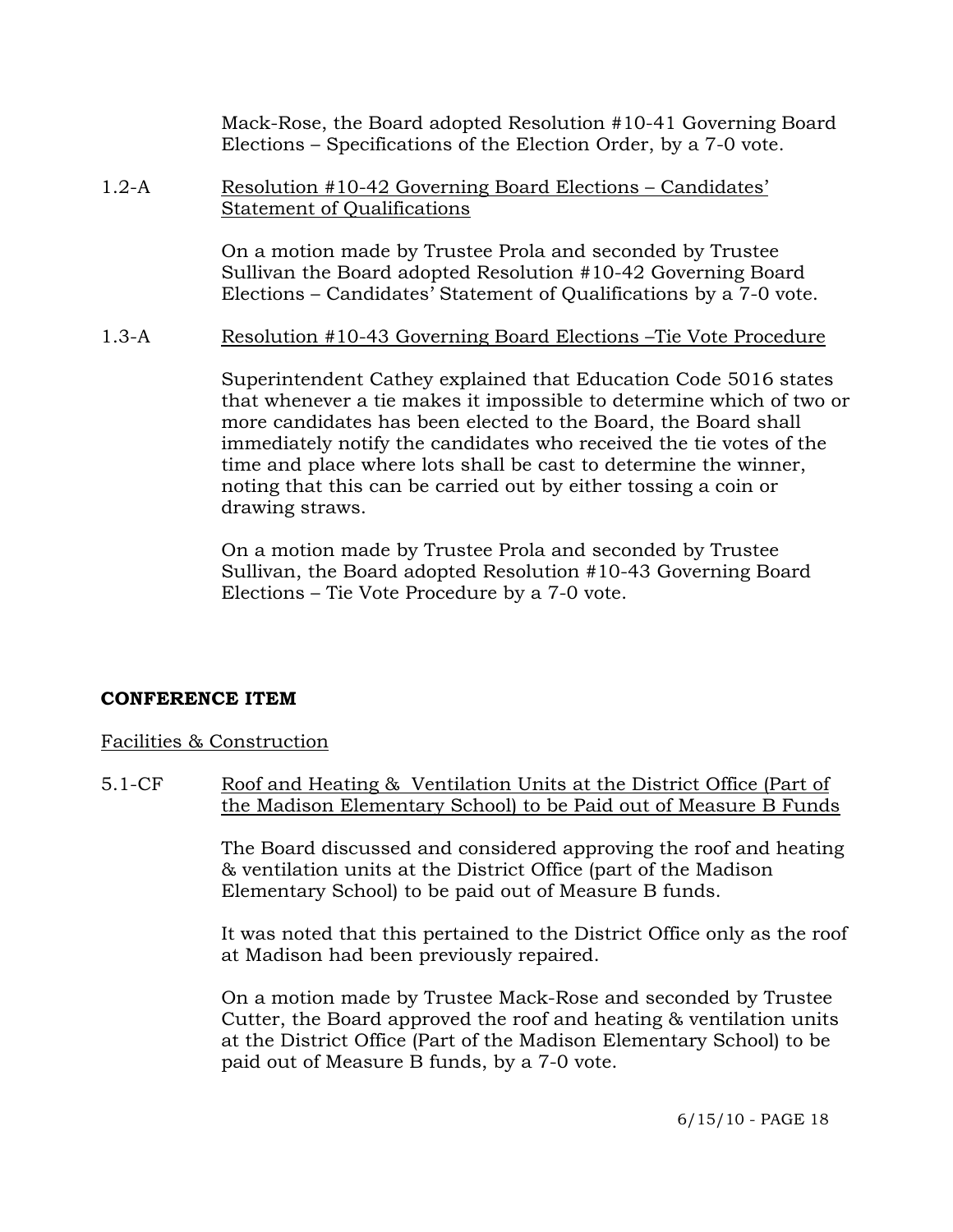Mack-Rose, the Board adopted Resolution #10-41 Governing Board Elections – Specifications of the Election Order, by a 7-0 vote.

1.2-A <u>Resolution #10-42 Governing Board Elections – Candidates' Statement of Qualifications</u>

On a motion made by Trustee Prola and seconded by Trustee Sullivan the Board adopted Resolution #10-42 Governing Board Elections – Candidates' Statement of Qualifications by a 7-0 vote.

1.3-A <u>Resolution #10-43 Governing Board Elections –Tie Vote Procedure</u>

Superintendent Cathey explained that Education Code 5016 states that whenever a tie makes it impossible to determine which of two or more candidates has been elected to the Board, the Board shall immediately notify the candidates who received the tie votes of the time and place where lots shall be cast to determine the winner, noting that this can be carried out by either tossing a coin or drawing straws.

On a motion made by Trustee Prola and seconded by Trustee Sullivan, the Board adopted Resolution #10-43 Governing Board Elections – Tie Vote Procedure by a 7-0 vote.

**CONFERENCE ITEM**

<u>Facilities & Construction</u>

5.1-CF <u>Roof and Heating & Ventilation Units at the District Office (Part of the Madison Elementary School) to be Paid out of Measure B Funds</u>

The Board discussed and considered approving the roof and heating & ventilation units at the District Office (part of the Madison Elementary School) to be paid out of Measure B funds.

It was noted that this pertained to the District Office only as the roof at Madison had been previously repaired.

On a motion made by Trustee Mack-Rose and seconded by Trustee Cutter, the Board approved the roof and heating & ventilation units at the District Office (Part of the Madison Elementary School) to be paid out of Measure B funds, by a 7-0 vote.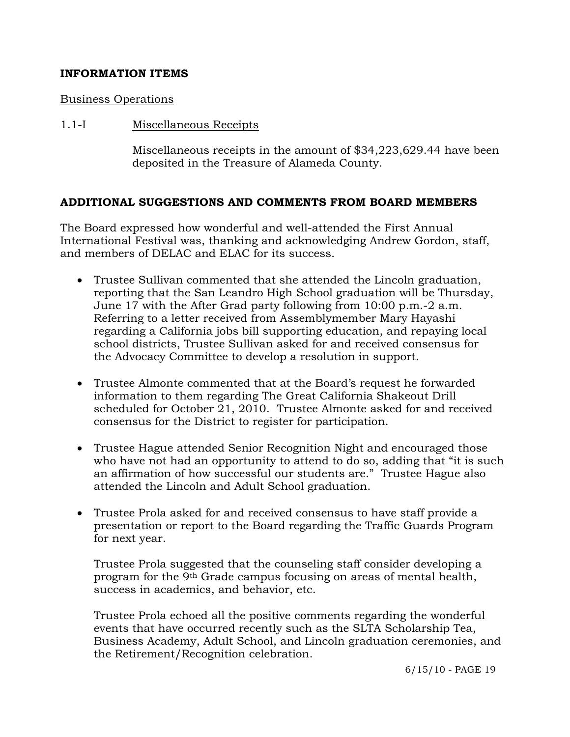**INFORMATION ITEMS**

Business Operations

1.1-I Miscellaneous Receipts

Miscellaneous receipts in the amount of $34,223,629.44 have been deposited in the Treasure of Alameda County.

**ADDITIONAL SUGGESTIONS AND COMMENTS FROM BOARD MEMBERS**

The Board expressed how wonderful and well-attended the First Annual International Festival was, thanking and acknowledging Andrew Gordon, staff, and members of DELAC and ELAC for its success.

- Trustee Sullivan commented that she attended the Lincoln graduation, reporting that the San Leandro High School graduation will be Thursday, June 17 with the After Grad party following from 10:00 p.m.-2 a.m. Referring to a letter received from Assemblymember Mary Hayashi regarding a California jobs bill supporting education, and repaying local school districts, Trustee Sullivan asked for and received consensus for the Advocacy Committee to develop a resolution in support.

- Trustee Almonte commented that at the Board's request he forwarded information to them regarding The Great California Shakeout Drill scheduled for October 21, 2010. Trustee Almonte asked for and received consensus for the District to register for participation.

- Trustee Hague attended Senior Recognition Night and encouraged those who have not had an opportunity to attend to do so, adding that "it is such an affirmation of how successful our students are." Trustee Hague also attended the Lincoln and Adult School graduation.

- Trustee Prola asked for and received consensus to have staff provide a presentation or report to the Board regarding the Traffic Guards Program for next year.

  Trustee Prola suggested that the counseling staff consider developing a program for the 9th Grade campus focusing on areas of mental health, success in academics, and behavior, etc.

  Trustee Prola echoed all the positive comments regarding the wonderful events that have occurred recently such as the SLTA Scholarship Tea, Business Academy, Adult School, and Lincoln graduation ceremonies, and the Retirement/Recognition celebration.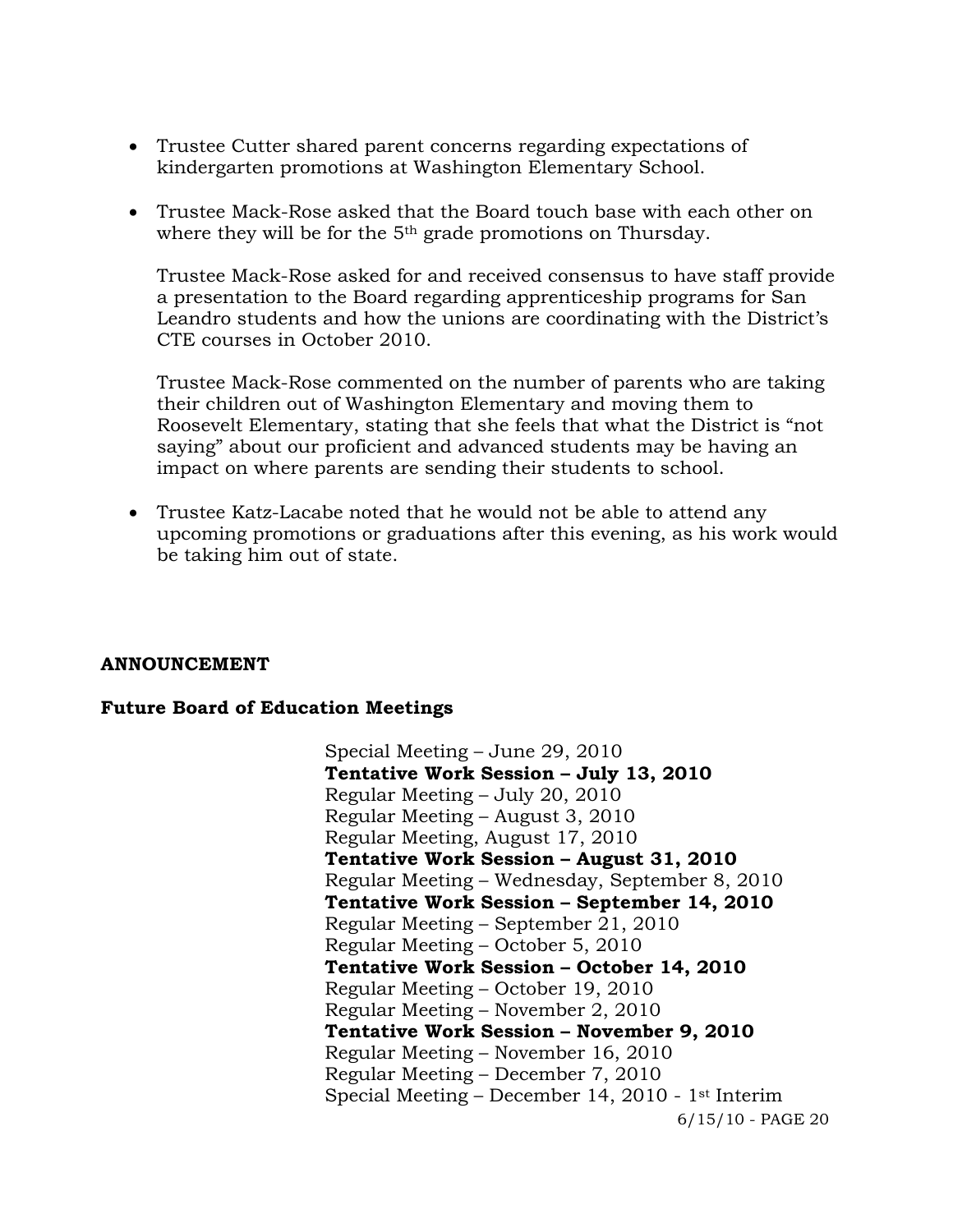- Trustee Cutter shared parent concerns regarding expectations of kindergarten promotions at Washington Elementary School.

- Trustee Mack-Rose asked that the Board touch base with each other on where they will be for the 5th grade promotions on Thursday.

  Trustee Mack-Rose asked for and received consensus to have staff provide a presentation to the Board regarding apprenticeship programs for San Leandro students and how the unions are coordinating with the District's CTE courses in October 2010.

  Trustee Mack-Rose commented on the number of parents who are taking their children out of Washington Elementary and moving them to Roosevelt Elementary, stating that she feels that what the District is "not saying" about our proficient and advanced students may be having an impact on where parents are sending their students to school.

- Trustee Katz-Lacabe noted that he would not be able to attend any upcoming promotions or graduations after this evening, as his work would be taking him out of state.

**ANNOUNCEMENT**

**Future Board of Education Meetings**

Special Meeting – June 29, 2010
**Tentative Work Session – July 13, 2010**
Regular Meeting – July 20, 2010
Regular Meeting – August 3, 2010
Regular Meeting, August 17, 2010
**Tentative Work Session – August 31, 2010**
Regular Meeting – Wednesday, September 8, 2010
**Tentative Work Session – September 14, 2010**
Regular Meeting – September 21, 2010
Regular Meeting – October 5, 2010
**Tentative Work Session – October 14, 2010**
Regular Meeting – October 19, 2010
Regular Meeting – November 2, 2010
**Tentative Work Session – November 9, 2010**
Regular Meeting – November 16, 2010
Regular Meeting – December 7, 2010
Special Meeting – December 14, 2010 - 1st Interim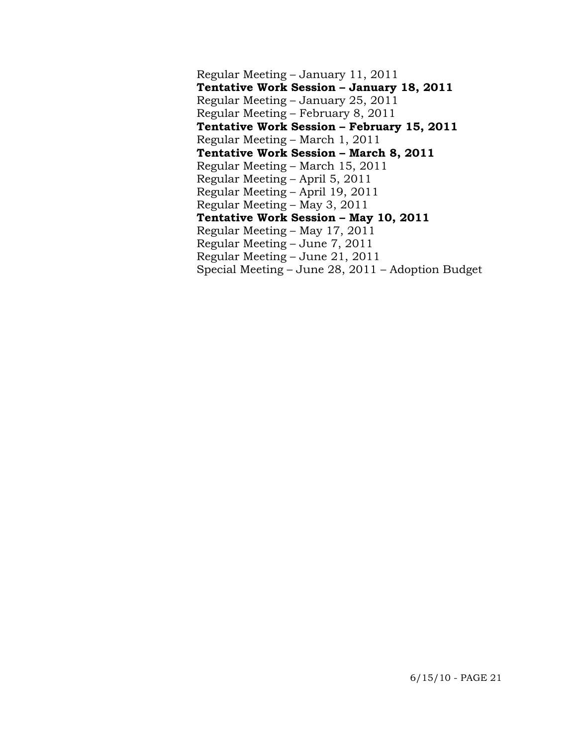Regular Meeting – January 11, 2011
**Tentative Work Session – January 18, 2011**
Regular Meeting – January 25, 2011
Regular Meeting – February 8, 2011
**Tentative Work Session – February 15, 2011**
Regular Meeting – March 1, 2011
**Tentative Work Session – March 8, 2011**
Regular Meeting – March 15, 2011
Regular Meeting – April 5, 2011
Regular Meeting – April 19, 2011
Regular Meeting – May 3, 2011
**Tentative Work Session – May 10, 2011**
Regular Meeting – May 17, 2011
Regular Meeting – June 7, 2011
Regular Meeting – June 21, 2011
Special Meeting – June 28, 2011 – Adoption Budget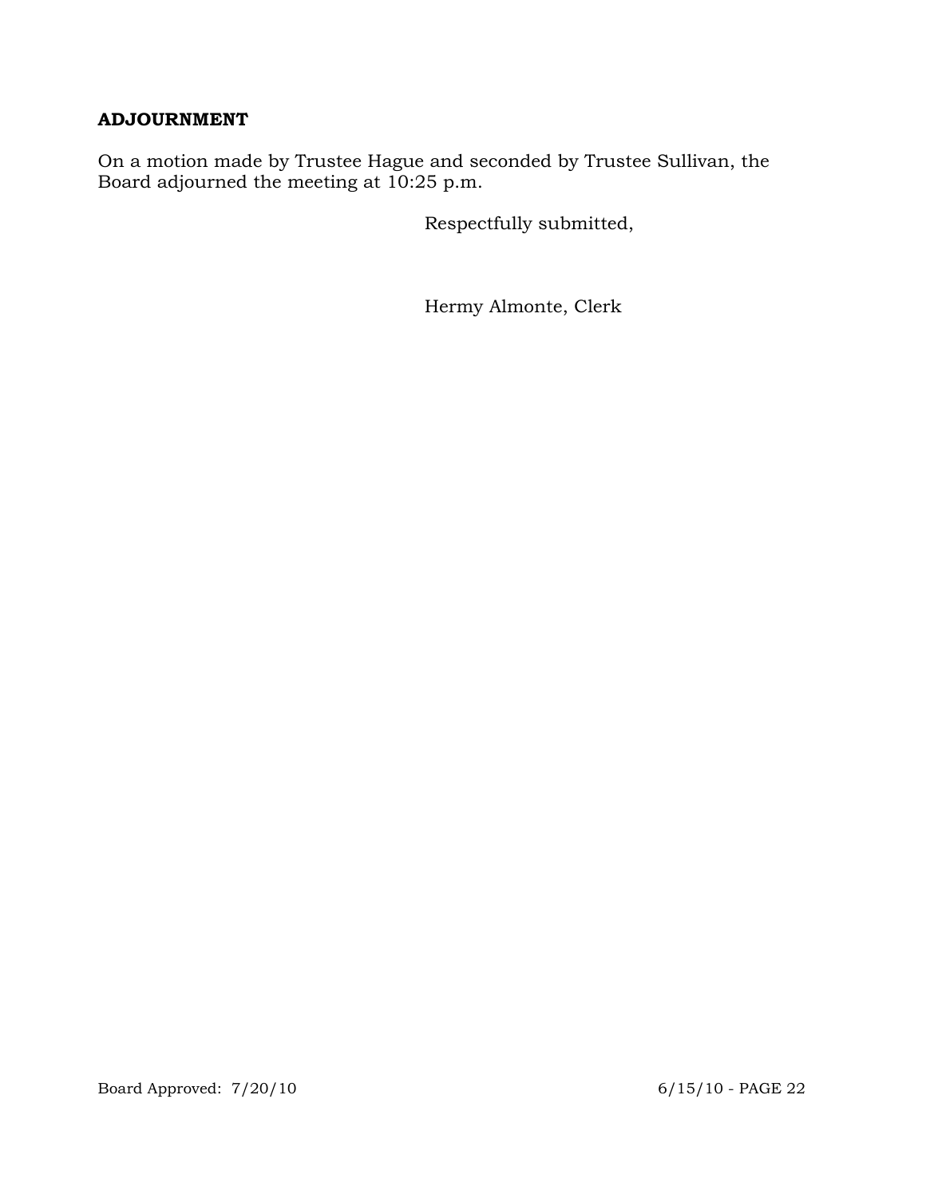**ADJOURNMENT**

On a motion made by Trustee Hague and seconded by Trustee Sullivan, the Board adjourned the meeting at 10:25 p.m.

Respectfully submitted,

Hermy Almonte, Clerk

Board Approved: 7/20/10